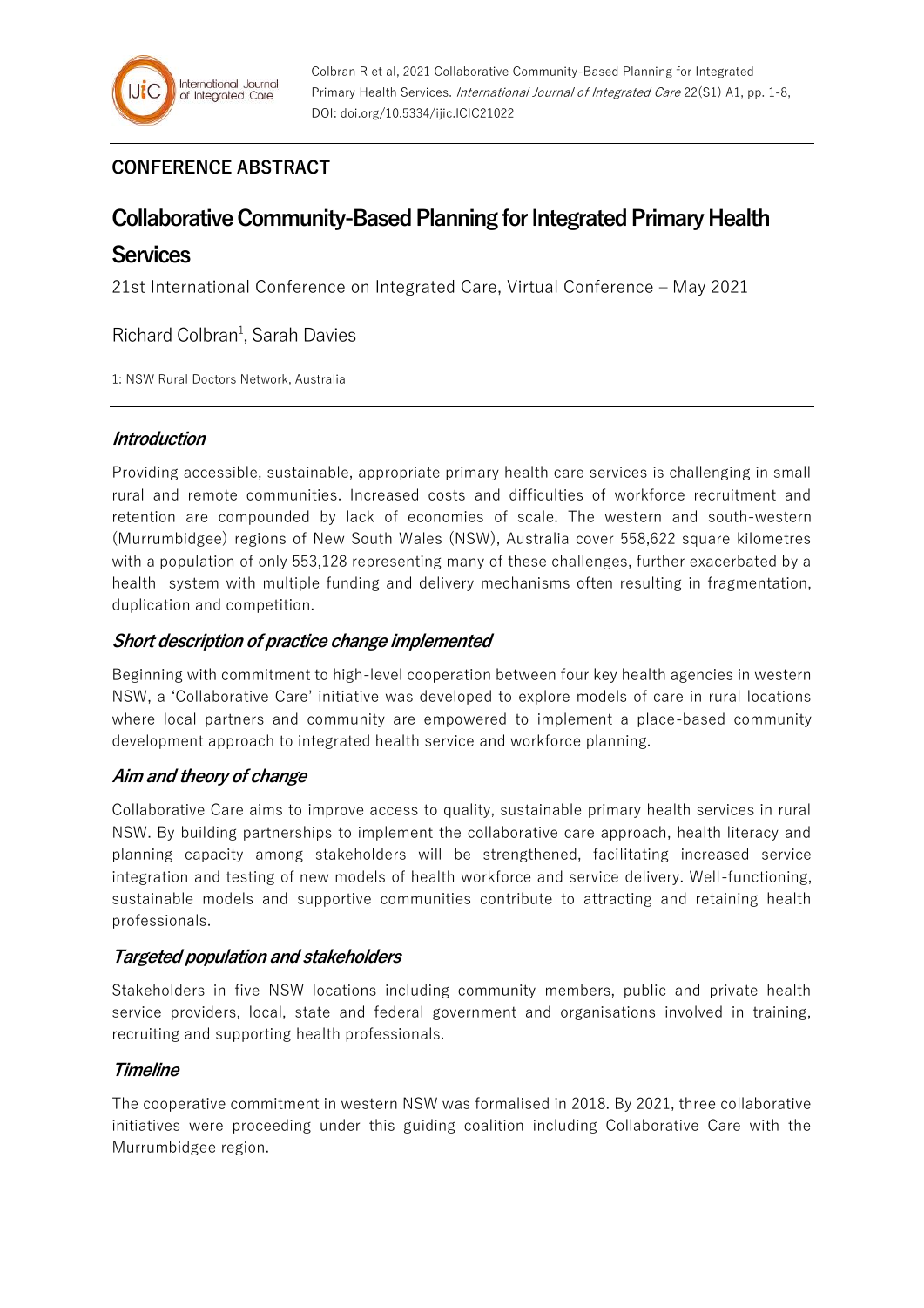## CONFERENCE ABSTRACT

# Collaborative Community-Based Planning for Integrated Primary Health Services

21st International Conference on Integrated Care, Virtual Conference – May 2021

Richard Colbran[1], Sarah Davies

1: NSW Rural Doctors Network, Australia

### *Introduction*

Providing accessible, sustainable, appropriate primary health care services is challenging in small rural and remote communities. Increased costs and difficulties of workforce recruitment and retention are compounded by lack of economies of scale. The western and south-western (Murrumbidgee) regions of New South Wales (NSW), Australia cover 558,622 square kilometres with a population of only 553,128 representing many of these challenges, further exacerbated by a health system with multiple funding and delivery mechanisms often resulting in fragmentation, duplication and competition.

### *Short description of practice change implemented*

Beginning with commitment to high-level cooperation between four key health agencies in western NSW, a 'Collaborative Care' initiative was developed to explore models of care in rural locations where local partners and community are empowered to implement a place-based community development approach to integrated health service and workforce planning.

### *Aim and theory of change*

Collaborative Care aims to improve access to quality, sustainable primary health services in rural NSW. By building partnerships to implement the collaborative care approach, health literacy and planning capacity among stakeholders will be strengthened, facilitating increased service integration and testing of new models of health workforce and service delivery. Well-functioning, sustainable models and supportive communities contribute to attracting and retaining health professionals.

### *Targeted population and stakeholders*

Stakeholders in five NSW locations including community members, public and private health service providers, local, state and federal government and organisations involved in training, recruiting and supporting health professionals.

### *Timeline*

The cooperative commitment in western NSW was formalised in 2018. By 2021, three collaborative initiatives were proceeding under this guiding coalition including Collaborative Care with the Murrumbidgee region.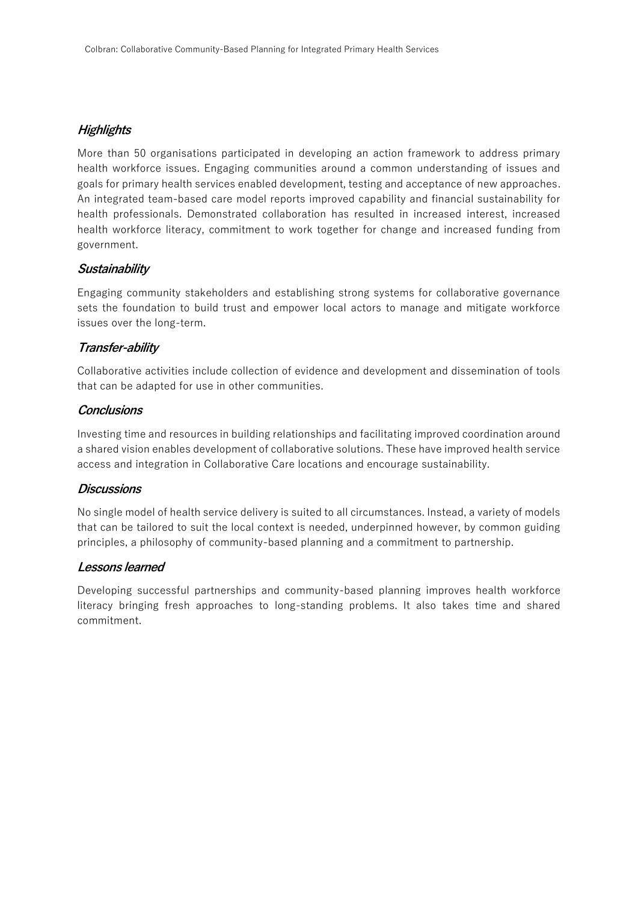### *Highlights*

More than 50 organisations participated in developing an action framework to address primary health workforce issues. Engaging communities around a common understanding of issues and goals for primary health services enabled development, testing and acceptance of new approaches. An integrated team-based care model reports improved capability and financial sustainability for health professionals. Demonstrated collaboration has resulted in increased interest, increased health workforce literacy, commitment to work together for change and increased funding from government.

### *Sustainability*

Engaging community stakeholders and establishing strong systems for collaborative governance sets the foundation to build trust and empower local actors to manage and mitigate workforce issues over the long-term.

### *Transfer-ability*

Collaborative activities include collection of evidence and development and dissemination of tools that can be adapted for use in other communities.

### *Conclusions*

Investing time and resources in building relationships and facilitating improved coordination around a shared vision enables development of collaborative solutions. These have improved health service access and integration in Collaborative Care locations and encourage sustainability.

### *Discussions*

No single model of health service delivery is suited to all circumstances. Instead, a variety of models that can be tailored to suit the local context is needed, underpinned however, by common guiding principles, a philosophy of community-based planning and a commitment to partnership.

### *Lessons learned*

Developing successful partnerships and community-based planning improves health workforce literacy bringing fresh approaches to long-standing problems. It also takes time and shared commitment.